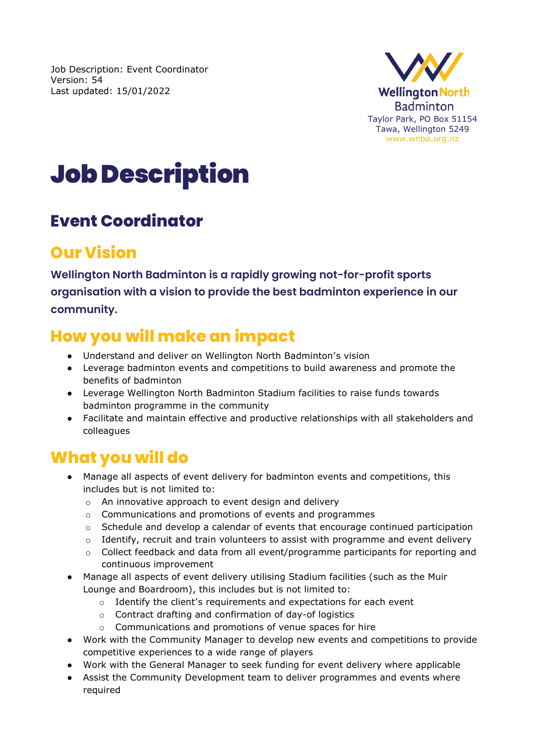Job Description: Event Coordinator
Version: 54
Last updated: 15/01/2022

Wellington North Badminton
Taylor Park, PO Box 51154
Tawa, Wellington 5249
www.wnba.org.nz

# Job Description

## Event Coordinator

## Our Vision

**Wellington North Badminton is a rapidly growing not-for-profit sports organisation with a vision to provide the best badminton experience in our community.**

## How you will make an impact

- Understand and deliver on Wellington North Badminton's vision
- Leverage badminton events and competitions to build awareness and promote the benefits of badminton
- Leverage Wellington North Badminton Stadium facilities to raise funds towards badminton programme in the community
- Facilitate and maintain effective and productive relationships with all stakeholders and colleagues

## What you will do

- Manage all aspects of event delivery for badminton events and competitions, this includes but is not limited to:
  - An innovative approach to event design and delivery
  - Communications and promotions of events and programmes
  - Schedule and develop a calendar of events that encourage continued participation
  - Identify, recruit and train volunteers to assist with programme and event delivery
  - Collect feedback and data from all event/programme participants for reporting and continuous improvement
- Manage all aspects of event delivery utilising Stadium facilities (such as the Muir Lounge and Boardroom), this includes but is not limited to:
  - Identify the client's requirements and expectations for each event
  - Contract drafting and confirmation of day-of logistics
  - Communications and promotions of venue spaces for hire
- Work with the Community Manager to develop new events and competitions to provide competitive experiences to a wide range of players
- Work with the General Manager to seek funding for event delivery where applicable
- Assist the Community Development team to deliver programmes and events where required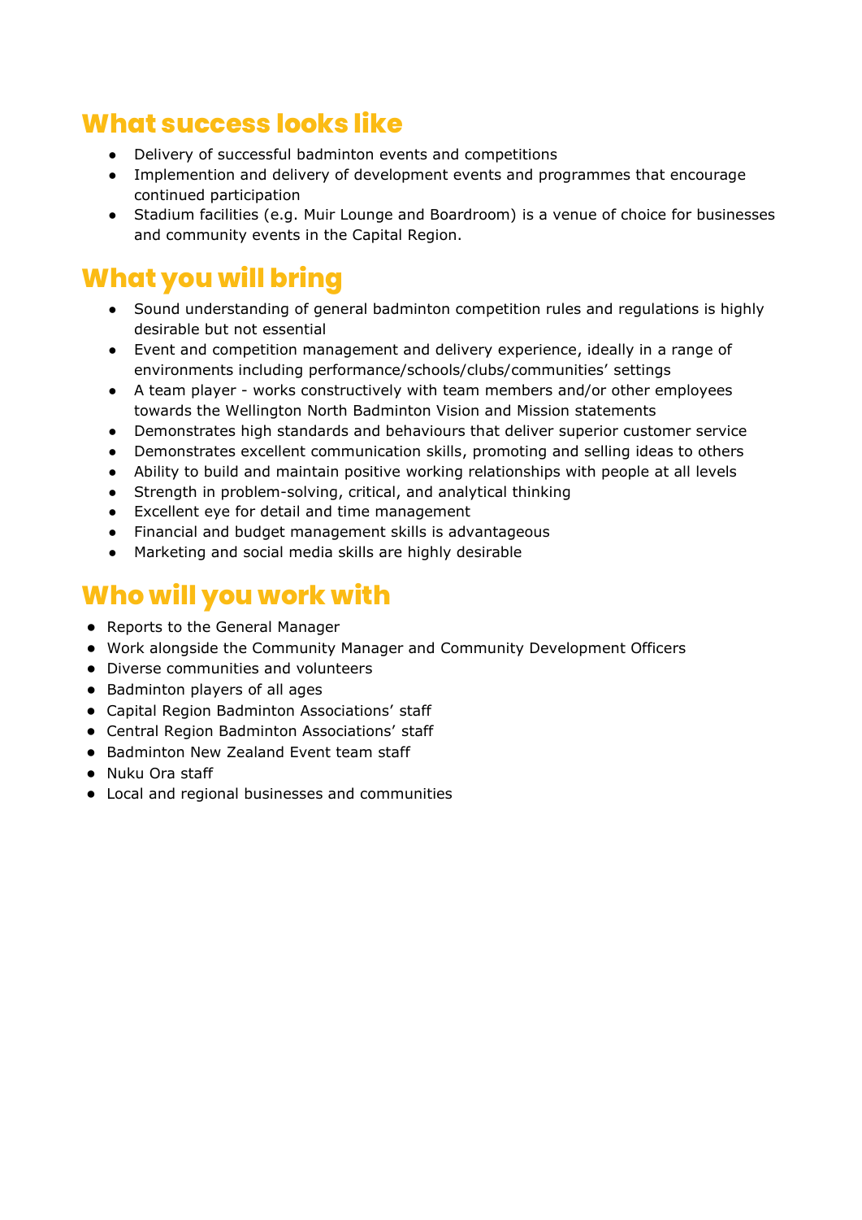## What success looks like

- Delivery of successful badminton events and competitions
- Implemention and delivery of development events and programmes that encourage continued participation
- Stadium facilities (e.g. Muir Lounge and Boardroom) is a venue of choice for businesses and community events in the Capital Region.

## What you will bring

- Sound understanding of general badminton competition rules and regulations is highly desirable but not essential
- Event and competition management and delivery experience, ideally in a range of environments including performance/schools/clubs/communities' settings
- A team player - works constructively with team members and/or other employees towards the Wellington North Badminton Vision and Mission statements
- Demonstrates high standards and behaviours that deliver superior customer service
- Demonstrates excellent communication skills, promoting and selling ideas to others
- Ability to build and maintain positive working relationships with people at all levels
- Strength in problem-solving, critical, and analytical thinking
- Excellent eye for detail and time management
- Financial and budget management skills is advantageous
- Marketing and social media skills are highly desirable

## Who will you work with

- Reports to the General Manager
- Work alongside the Community Manager and Community Development Officers
- Diverse communities and volunteers
- Badminton players of all ages
- Capital Region Badminton Associations' staff
- Central Region Badminton Associations' staff
- Badminton New Zealand Event team staff
- Nuku Ora staff
- Local and regional businesses and communities